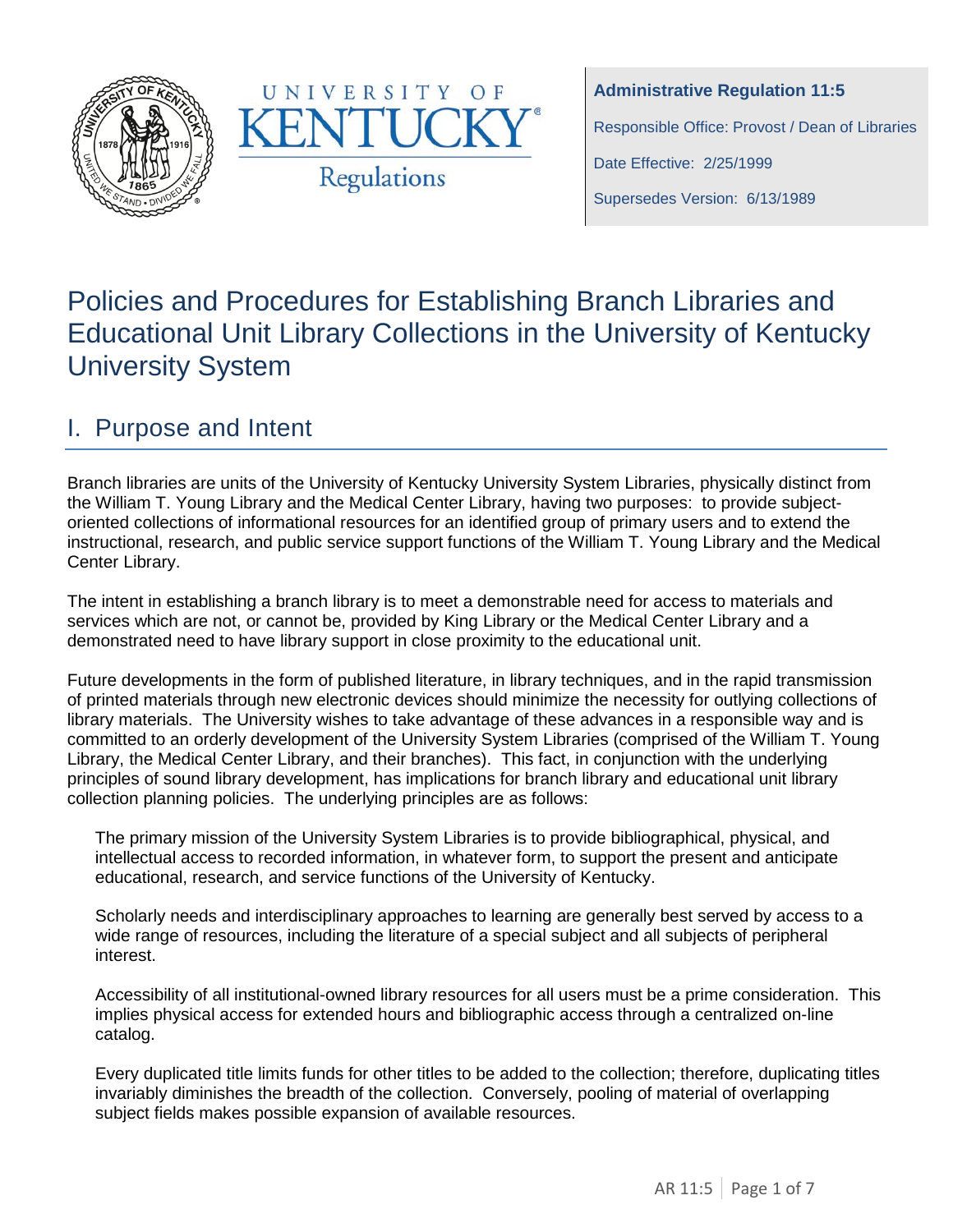**Administrative Regulation 11:5**

Responsible Office: Provost / Dean of Libraries

Date Effective: 2/25/1999

Supersedes Version: 6/13/1989

# Policies and Procedures for Establishing Branch Libraries and Educational Unit Library Collections in the University of Kentucky University System

## I. Purpose and Intent

Branch libraries are units of the University of Kentucky University System Libraries, physically distinct from the William T. Young Library and the Medical Center Library, having two purposes: to provide subject-oriented collections of informational resources for an identified group of primary users and to extend the instructional, research, and public service support functions of the William T. Young Library and the Medical Center Library.

The intent in establishing a branch library is to meet a demonstrable need for access to materials and services which are not, or cannot be, provided by King Library or the Medical Center Library and a demonstrated need to have library support in close proximity to the educational unit.

Future developments in the form of published literature, in library techniques, and in the rapid transmission of printed materials through new electronic devices should minimize the necessity for outlying collections of library materials. The University wishes to take advantage of these advances in a responsible way and is committed to an orderly development of the University System Libraries (comprised of the William T. Young Library, the Medical Center Library, and their branches). This fact, in conjunction with the underlying principles of sound library development, has implications for branch library and educational unit library collection planning policies. The underlying principles are as follows:

The primary mission of the University System Libraries is to provide bibliographical, physical, and intellectual access to recorded information, in whatever form, to support the present and anticipate educational, research, and service functions of the University of Kentucky.

Scholarly needs and interdisciplinary approaches to learning are generally best served by access to a wide range of resources, including the literature of a special subject and all subjects of peripheral interest.

Accessibility of all institutional-owned library resources for all users must be a prime consideration. This implies physical access for extended hours and bibliographic access through a centralized on-line catalog.

Every duplicated title limits funds for other titles to be added to the collection; therefore, duplicating titles invariably diminishes the breadth of the collection. Conversely, pooling of material of overlapping subject fields makes possible expansion of available resources.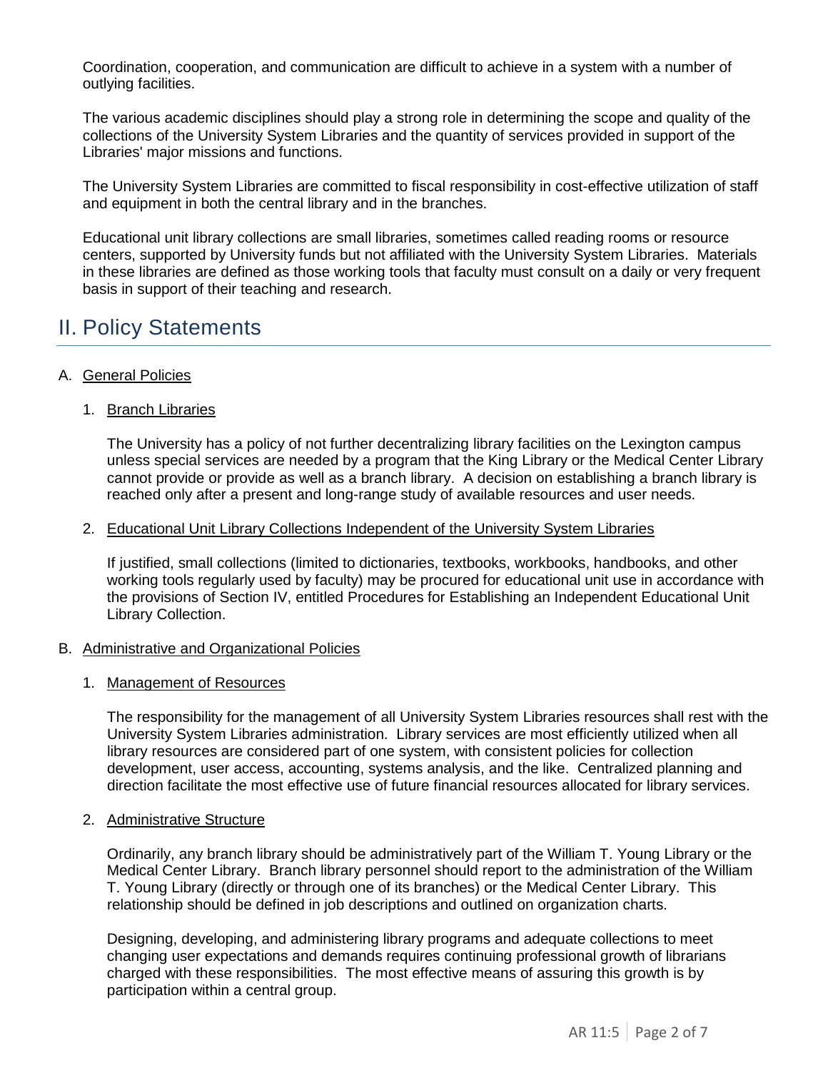Coordination, cooperation, and communication are difficult to achieve in a system with a number of outlying facilities.

The various academic disciplines should play a strong role in determining the scope and quality of the collections of the University System Libraries and the quantity of services provided in support of the Libraries' major missions and functions.

The University System Libraries are committed to fiscal responsibility in cost-effective utilization of staff and equipment in both the central library and in the branches.

Educational unit library collections are small libraries, sometimes called reading rooms or resource centers, supported by University funds but not affiliated with the University System Libraries. Materials in these libraries are defined as those working tools that faculty must consult on a daily or very frequent basis in support of their teaching and research.

# II. Policy Statements

A. General Policies

1. Branch Libraries

   The University has a policy of not further decentralizing library facilities on the Lexington campus unless special services are needed by a program that the King Library or the Medical Center Library cannot provide or provide as well as a branch library. A decision on establishing a branch library is reached only after a present and long-range study of available resources and user needs.

2. Educational Unit Library Collections Independent of the University System Libraries

   If justified, small collections (limited to dictionaries, textbooks, workbooks, handbooks, and other working tools regularly used by faculty) may be procured for educational unit use in accordance with the provisions of Section IV, entitled Procedures for Establishing an Independent Educational Unit Library Collection.

B. Administrative and Organizational Policies

1. Management of Resources

   The responsibility for the management of all University System Libraries resources shall rest with the University System Libraries administration. Library services are most efficiently utilized when all library resources are considered part of one system, with consistent policies for collection development, user access, accounting, systems analysis, and the like. Centralized planning and direction facilitate the most effective use of future financial resources allocated for library services.

2. Administrative Structure

   Ordinarily, any branch library should be administratively part of the William T. Young Library or the Medical Center Library. Branch library personnel should report to the administration of the William T. Young Library (directly or through one of its branches) or the Medical Center Library. This relationship should be defined in job descriptions and outlined on organization charts.

   Designing, developing, and administering library programs and adequate collections to meet changing user expectations and demands requires continuing professional growth of librarians charged with these responsibilities. The most effective means of assuring this growth is by participation within a central group.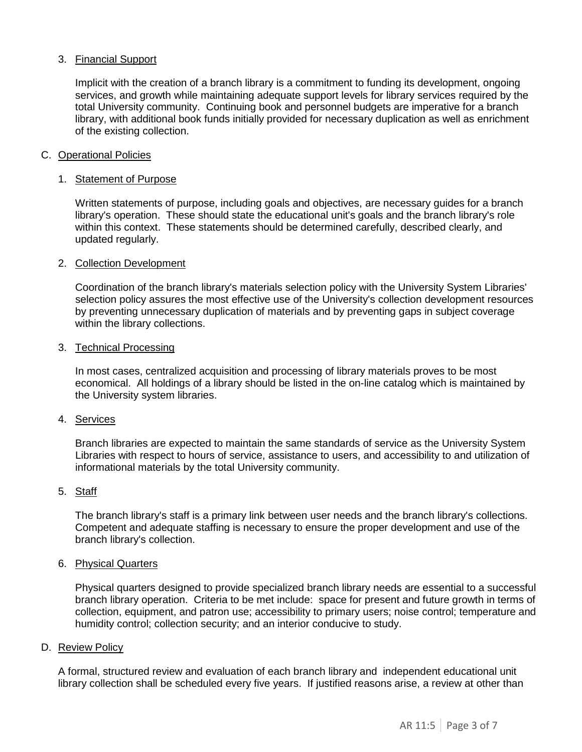3. <u>Financial Support</u>

   Implicit with the creation of a branch library is a commitment to funding its development, ongoing services, and growth while maintaining adequate support levels for library services required by the total University community. Continuing book and personnel budgets are imperative for a branch library, with additional book funds initially provided for necessary duplication as well as enrichment of the existing collection.

C. <u>Operational Policies</u>

1. <u>Statement of Purpose</u>

   Written statements of purpose, including goals and objectives, are necessary guides for a branch library's operation. These should state the educational unit's goals and the branch library's role within this context. These statements should be determined carefully, described clearly, and updated regularly.

2. <u>Collection Development</u>

   Coordination of the branch library's materials selection policy with the University System Libraries' selection policy assures the most effective use of the University's collection development resources by preventing unnecessary duplication of materials and by preventing gaps in subject coverage within the library collections.

3. <u>Technical Processing</u>

   In most cases, centralized acquisition and processing of library materials proves to be most economical. All holdings of a library should be listed in the on-line catalog which is maintained by the University system libraries.

4. <u>Services</u>

   Branch libraries are expected to maintain the same standards of service as the University System Libraries with respect to hours of service, assistance to users, and accessibility to and utilization of informational materials by the total University community.

5. <u>Staff</u>

   The branch library's staff is a primary link between user needs and the branch library's collections. Competent and adequate staffing is necessary to ensure the proper development and use of the branch library's collection.

6. <u>Physical Quarters</u>

   Physical quarters designed to provide specialized branch library needs are essential to a successful branch library operation. Criteria to be met include: space for present and future growth in terms of collection, equipment, and patron use; accessibility to primary users; noise control; temperature and humidity control; collection security; and an interior conducive to study.

D. <u>Review Policy</u>

A formal, structured review and evaluation of each branch library and independent educational unit library collection shall be scheduled every five years. If justified reasons arise, a review at other than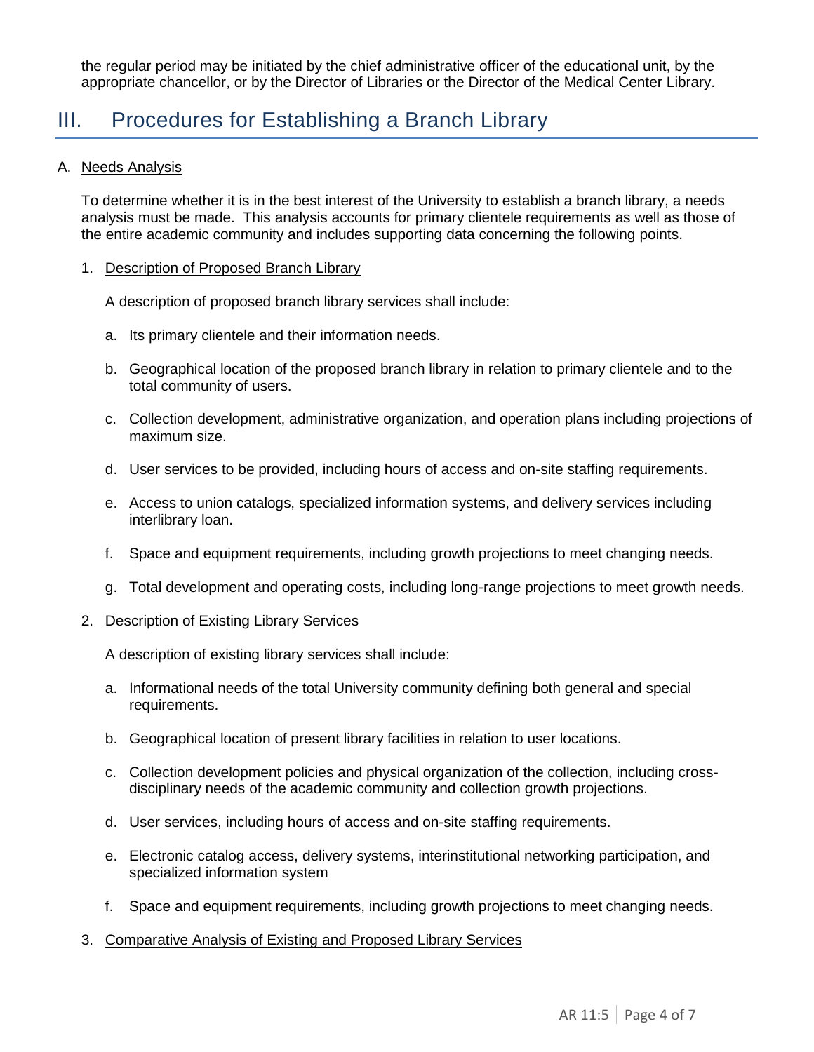the regular period may be initiated by the chief administrative officer of the educational unit, by the appropriate chancellor, or by the Director of Libraries or the Director of the Medical Center Library.

## III. Procedures for Establishing a Branch Library

### A. Needs Analysis

To determine whether it is in the best interest of the University to establish a branch library, a needs analysis must be made. This analysis accounts for primary clientele requirements as well as those of the entire academic community and includes supporting data concerning the following points.

1. Description of Proposed Branch Library

   A description of proposed branch library services shall include:

   a. Its primary clientele and their information needs.

   b. Geographical location of the proposed branch library in relation to primary clientele and to the total community of users.

   c. Collection development, administrative organization, and operation plans including projections of maximum size.

   d. User services to be provided, including hours of access and on-site staffing requirements.

   e. Access to union catalogs, specialized information systems, and delivery services including interlibrary loan.

   f. Space and equipment requirements, including growth projections to meet changing needs.

   g. Total development and operating costs, including long-range projections to meet growth needs.

2. Description of Existing Library Services

   A description of existing library services shall include:

   a. Informational needs of the total University community defining both general and special requirements.

   b. Geographical location of present library facilities in relation to user locations.

   c. Collection development policies and physical organization of the collection, including cross-disciplinary needs of the academic community and collection growth projections.

   d. User services, including hours of access and on-site staffing requirements.

   e. Electronic catalog access, delivery systems, interinstitutional networking participation, and specialized information system

   f. Space and equipment requirements, including growth projections to meet changing needs.

3. Comparative Analysis of Existing and Proposed Library Services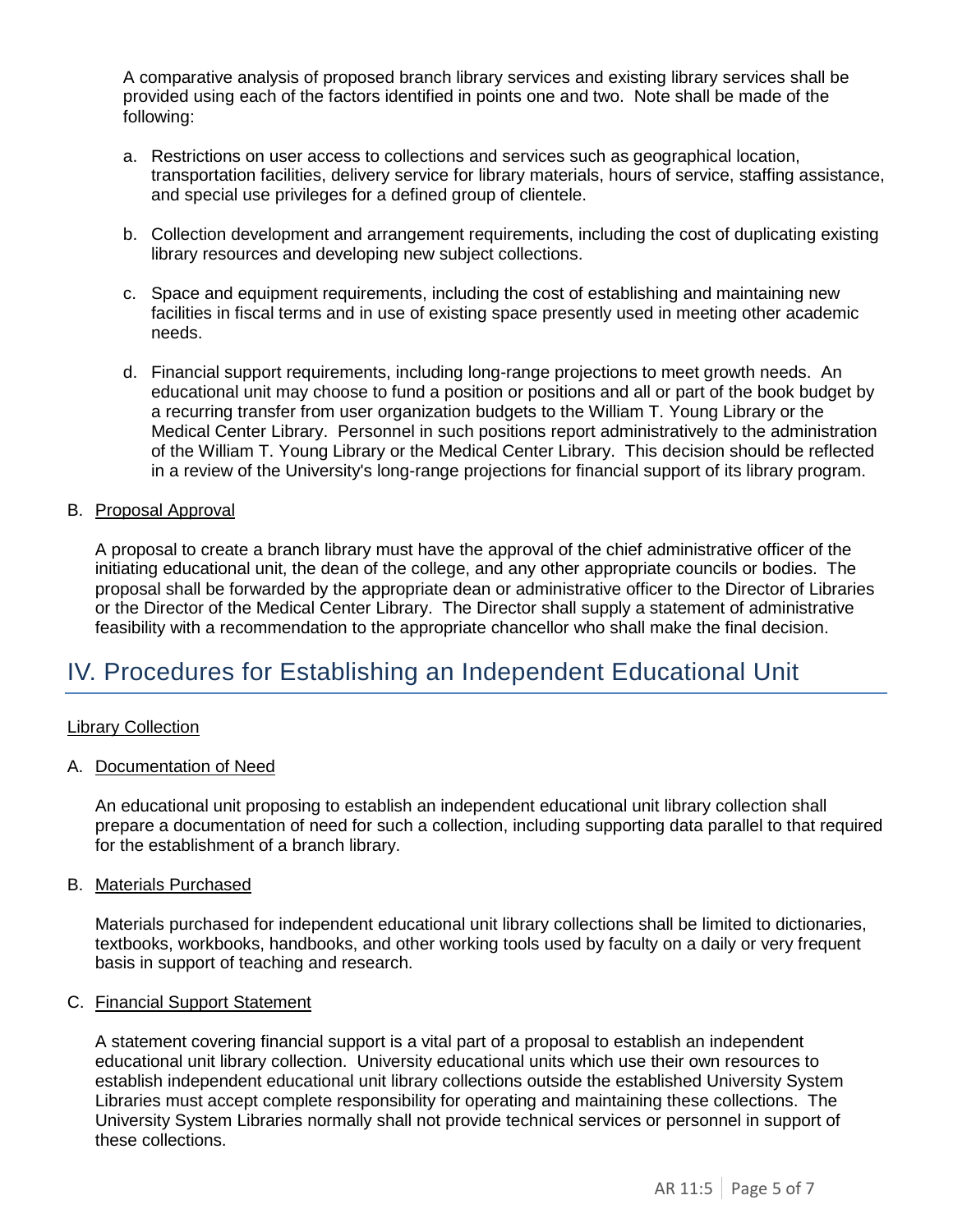A comparative analysis of proposed branch library services and existing library services shall be provided using each of the factors identified in points one and two. Note shall be made of the following:

a. Restrictions on user access to collections and services such as geographical location, transportation facilities, delivery service for library materials, hours of service, staffing assistance, and special use privileges for a defined group of clientele.

b. Collection development and arrangement requirements, including the cost of duplicating existing library resources and developing new subject collections.

c. Space and equipment requirements, including the cost of establishing and maintaining new facilities in fiscal terms and in use of existing space presently used in meeting other academic needs.

d. Financial support requirements, including long-range projections to meet growth needs. An educational unit may choose to fund a position or positions and all or part of the book budget by a recurring transfer from user organization budgets to the William T. Young Library or the Medical Center Library. Personnel in such positions report administratively to the administration of the William T. Young Library or the Medical Center Library. This decision should be reflected in a review of the University's long-range projections for financial support of its library program.

B. Proposal Approval

A proposal to create a branch library must have the approval of the chief administrative officer of the initiating educational unit, the dean of the college, and any other appropriate councils or bodies. The proposal shall be forwarded by the appropriate dean or administrative officer to the Director of Libraries or the Director of the Medical Center Library. The Director shall supply a statement of administrative feasibility with a recommendation to the appropriate chancellor who shall make the final decision.

## IV. Procedures for Establishing an Independent Educational Unit

Library Collection

A. Documentation of Need

An educational unit proposing to establish an independent educational unit library collection shall prepare a documentation of need for such a collection, including supporting data parallel to that required for the establishment of a branch library.

B. Materials Purchased

Materials purchased for independent educational unit library collections shall be limited to dictionaries, textbooks, workbooks, handbooks, and other working tools used by faculty on a daily or very frequent basis in support of teaching and research.

C. Financial Support Statement

A statement covering financial support is a vital part of a proposal to establish an independent educational unit library collection. University educational units which use their own resources to establish independent educational unit library collections outside the established University System Libraries must accept complete responsibility for operating and maintaining these collections. The University System Libraries normally shall not provide technical services or personnel in support of these collections.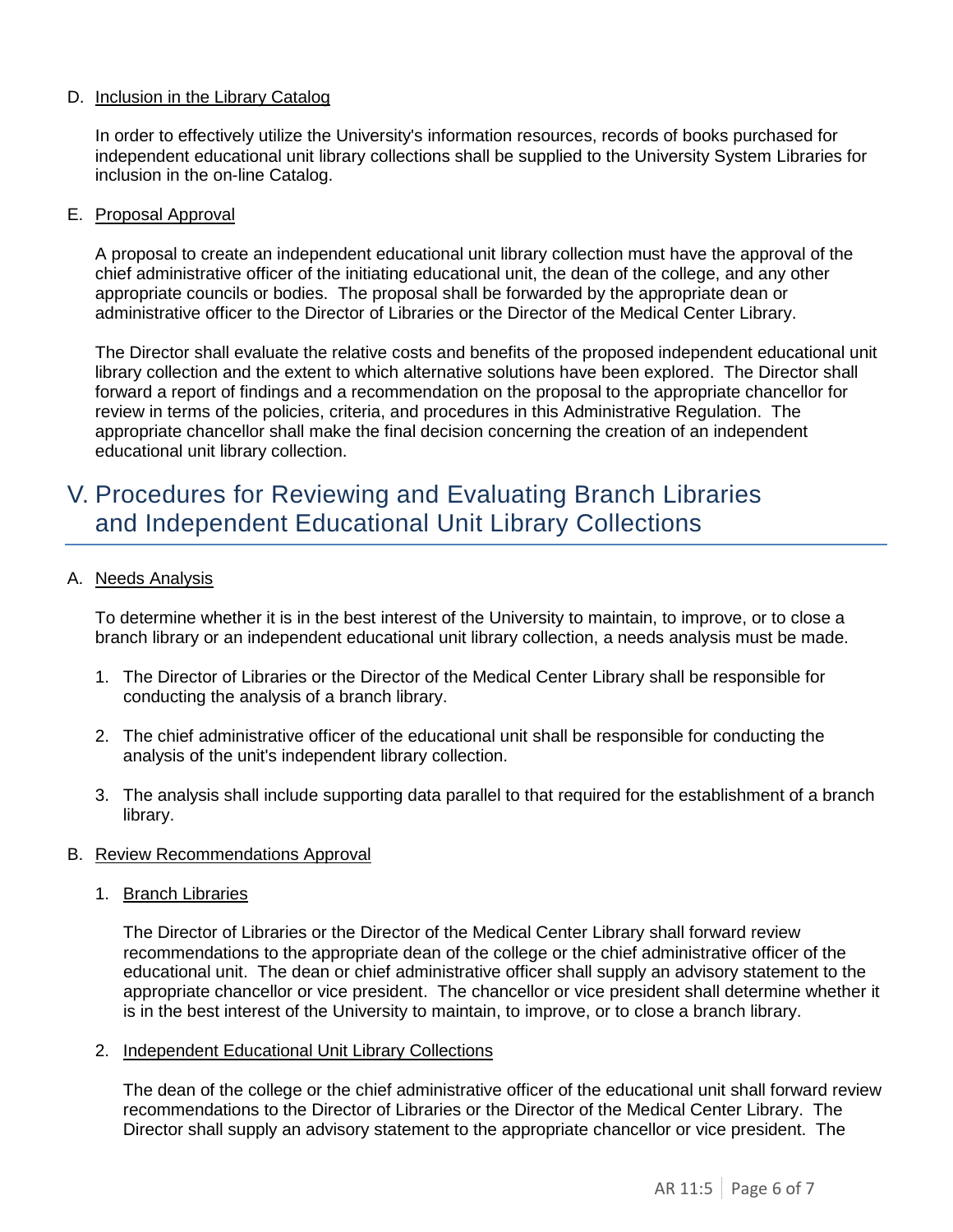D. Inclusion in the Library Catalog

In order to effectively utilize the University's information resources, records of books purchased for independent educational unit library collections shall be supplied to the University System Libraries for inclusion in the on-line Catalog.

E. Proposal Approval

A proposal to create an independent educational unit library collection must have the approval of the chief administrative officer of the initiating educational unit, the dean of the college, and any other appropriate councils or bodies. The proposal shall be forwarded by the appropriate dean or administrative officer to the Director of Libraries or the Director of the Medical Center Library.

The Director shall evaluate the relative costs and benefits of the proposed independent educational unit library collection and the extent to which alternative solutions have been explored. The Director shall forward a report of findings and a recommendation on the proposal to the appropriate chancellor for review in terms of the policies, criteria, and procedures in this Administrative Regulation. The appropriate chancellor shall make the final decision concerning the creation of an independent educational unit library collection.

# V. Procedures for Reviewing and Evaluating Branch Libraries and Independent Educational Unit Library Collections

A. Needs Analysis

To determine whether it is in the best interest of the University to maintain, to improve, or to close a branch library or an independent educational unit library collection, a needs analysis must be made.

1. The Director of Libraries or the Director of the Medical Center Library shall be responsible for conducting the analysis of a branch library.
2. The chief administrative officer of the educational unit shall be responsible for conducting the analysis of the unit's independent library collection.
3. The analysis shall include supporting data parallel to that required for the establishment of a branch library.

B. Review Recommendations Approval

1. Branch Libraries

   The Director of Libraries or the Director of the Medical Center Library shall forward review recommendations to the appropriate dean of the college or the chief administrative officer of the educational unit. The dean or chief administrative officer shall supply an advisory statement to the appropriate chancellor or vice president. The chancellor or vice president shall determine whether it is in the best interest of the University to maintain, to improve, or to close a branch library.

2. Independent Educational Unit Library Collections

   The dean of the college or the chief administrative officer of the educational unit shall forward review recommendations to the Director of Libraries or the Director of the Medical Center Library. The Director shall supply an advisory statement to the appropriate chancellor or vice president. The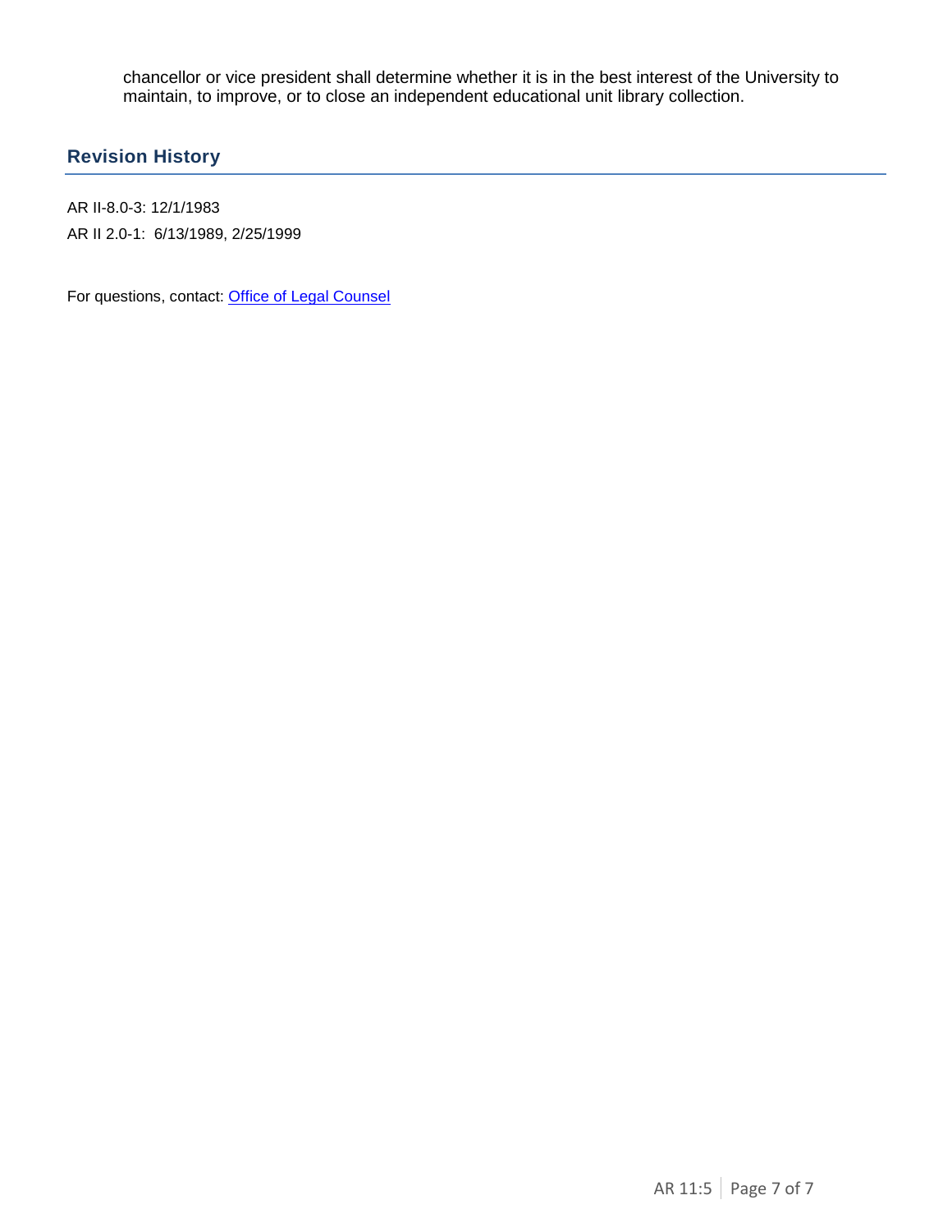chancellor or vice president shall determine whether it is in the best interest of the University to maintain, to improve, or to close an independent educational unit library collection.

## Revision History

AR II-8.0-3: 12/1/1983

AR II 2.0-1: 6/13/1989, 2/25/1999

For questions, contact: [Office of Legal Counsel]